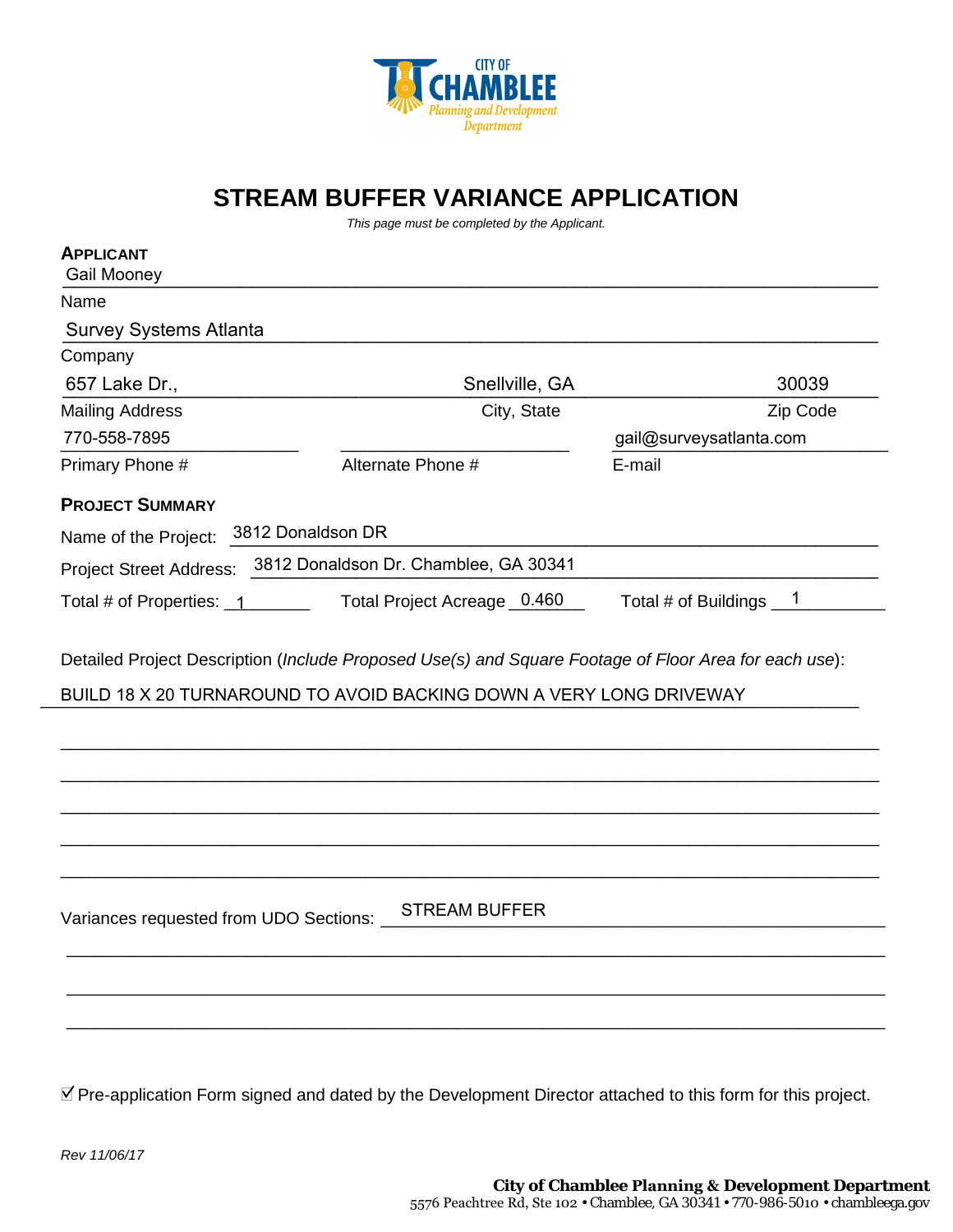CITY OF CHAMBLEE
Planning and Development Department

# STREAM BUFFER VARIANCE APPLICATION

*This page must be completed by the Applicant.*

## APPLICANT

Name: Gail Mooney

Company: Survey Systems Atlanta

| Mailing Address | City, State | Zip Code |
|---|---|---|
| 657 Lake Dr., | Snellville, GA | 30039 |

| Primary Phone # | Alternate Phone # | E-mail |
|---|---|---|
| 770-558-7895 | | gail@surveysatlanta.com |

## PROJECT SUMMARY

Name of the Project: 3812 Donaldson DR

Project Street Address: 3812 Donaldson Dr. Chamblee, GA 30341

Total # of Properties: 1 Total Project Acreage 0.460 Total # of Buildings 1

Detailed Project Description (*Include Proposed Use(s) and Square Footage of Floor Area for each use*):

BUILD 18 X 20 TURNAROUND TO AVOID BACKING DOWN A VERY LONG DRIVEWAY

Variances requested from UDO Sections: STREAM BUFFER

☑ Pre-application Form signed and dated by the Development Director attached to this form for this project.

*Rev 11/06/17*

**City of Chamblee Planning & Development Department**
5576 Peachtree Rd, Ste 102 • Chamblee, GA 30341 • 770-986-5010 • chambleega.gov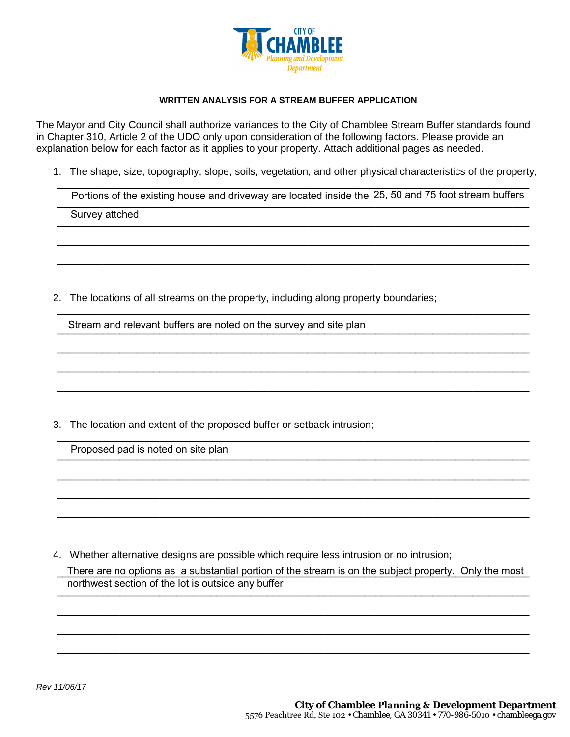CITY OF CHAMBLEE
Planning and Development Department

**WRITTEN ANALYSIS FOR A STREAM BUFFER APPLICATION**

The Mayor and City Council shall authorize variances to the City of Chamblee Stream Buffer standards found in Chapter 310, Article 2 of the UDO only upon consideration of the following factors. Please provide an explanation below for each factor as it applies to your property. Attach additional pages as needed.

1. The shape, size, topography, slope, soils, vegetation, and other physical characteristics of the property;

   Portions of the existing house and driveway are located inside the 25, 50 and 75 foot stream buffers

   Survey attched

2. The locations of all streams on the property, including along property boundaries;

   Stream and relevant buffers are noted on the survey and site plan

3. The location and extent of the proposed buffer or setback intrusion;

   Proposed pad is noted on site plan

4. Whether alternative designs are possible which require less intrusion or no intrusion;

   There are no options as a substantial portion of the stream is on the subject property. Only the most northwest section of the lot is outside any buffer

*Rev 11/06/17*

**City of Chamblee Planning & Development Department**
5576 Peachtree Rd, Ste 102 • Chamblee, GA 30341 • 770-986-5010 • chambleega.gov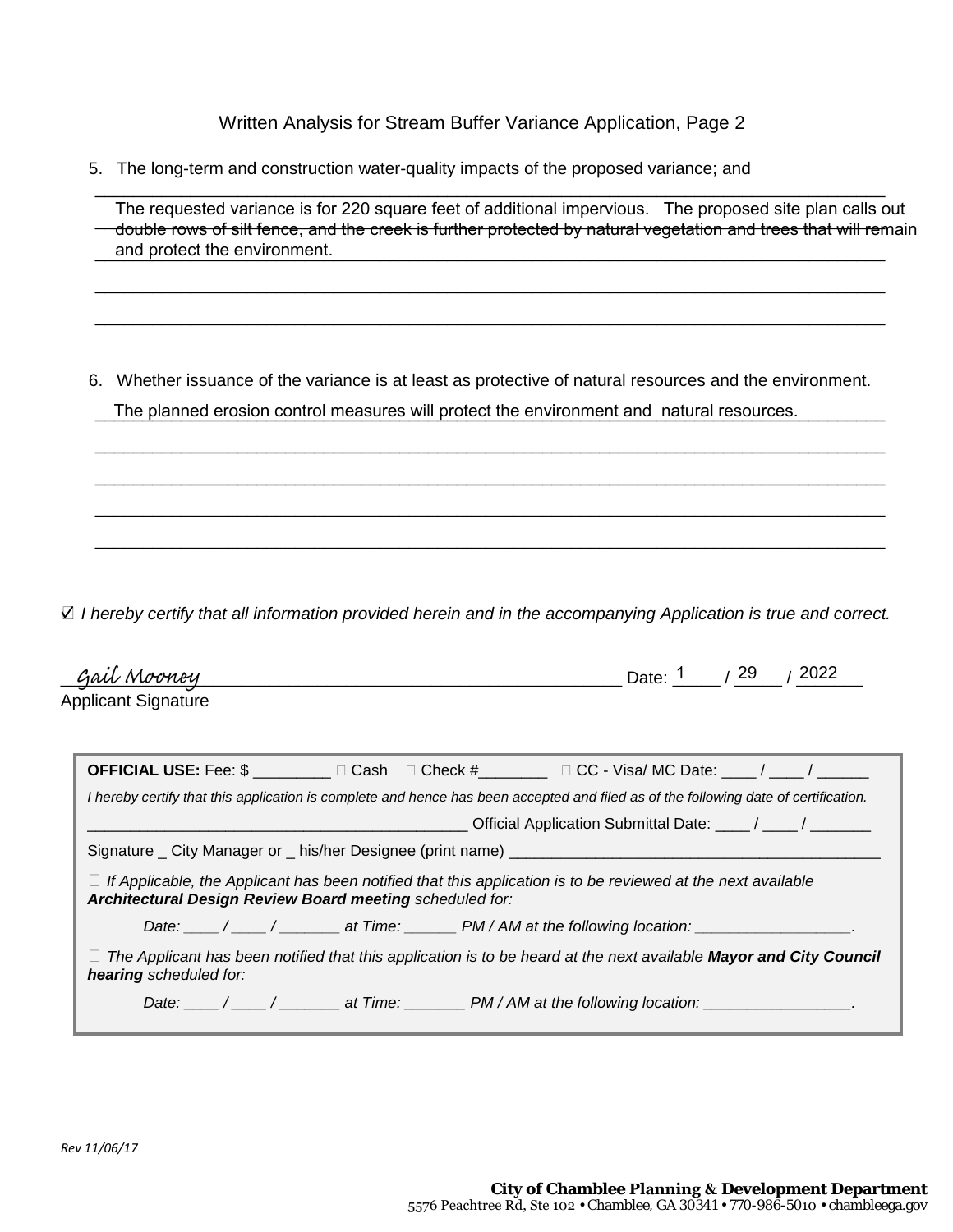Written Analysis for Stream Buffer Variance Application, Page 2

5. The long-term and construction water-quality impacts of the proposed variance; and

The requested variance is for 220 square feet of additional impervious. The proposed site plan calls out double rows of silt fence, and the creek is further protected by natural vegetation and trees that will remain and protect the environment.

6. Whether issuance of the variance is at least as protective of natural resources and the environment.

The planned erosion control measures will protect the environment and natural resources.

☑ *I hereby certify that all information provided herein and in the accompanying Application is true and correct.*

Gail Mooney ______________________________ Date: 1 / 29 / 2022

Applicant Signature

**OFFICIAL USE:** Fee: $ _________ ☐ Cash ☐ Check #________ ☐ CC - Visa/ MC Date: ____ / ____ / ______

*I hereby certify that this application is complete and hence has been accepted and filed as of the following date of certification.*

____________________________________________ Official Application Submittal Date: ____ / ____ / _______

Signature _ City Manager or _ his/her Designee (print name) ____________________________________________

☐ *If Applicable, the Applicant has been notified that this application is to be reviewed at the next available* ***Architectural Design Review Board meeting*** *scheduled for:*

*Date: ____ / ____ / _______ at Time: ______ PM / AM at the following location: __________________.*

☐ *The Applicant has been notified that this application is to be heard at the next available* ***Mayor and City Council hearing*** *scheduled for:*

*Date: ____ / ____ / _______ at Time: _______ PM / AM at the following location: _________________.*

*Rev 11/06/17*

**City of Chamblee Planning & Development Department**
5576 Peachtree Rd, Ste 102 • Chamblee, GA 30341 • 770-986-5010 • chambleega.gov